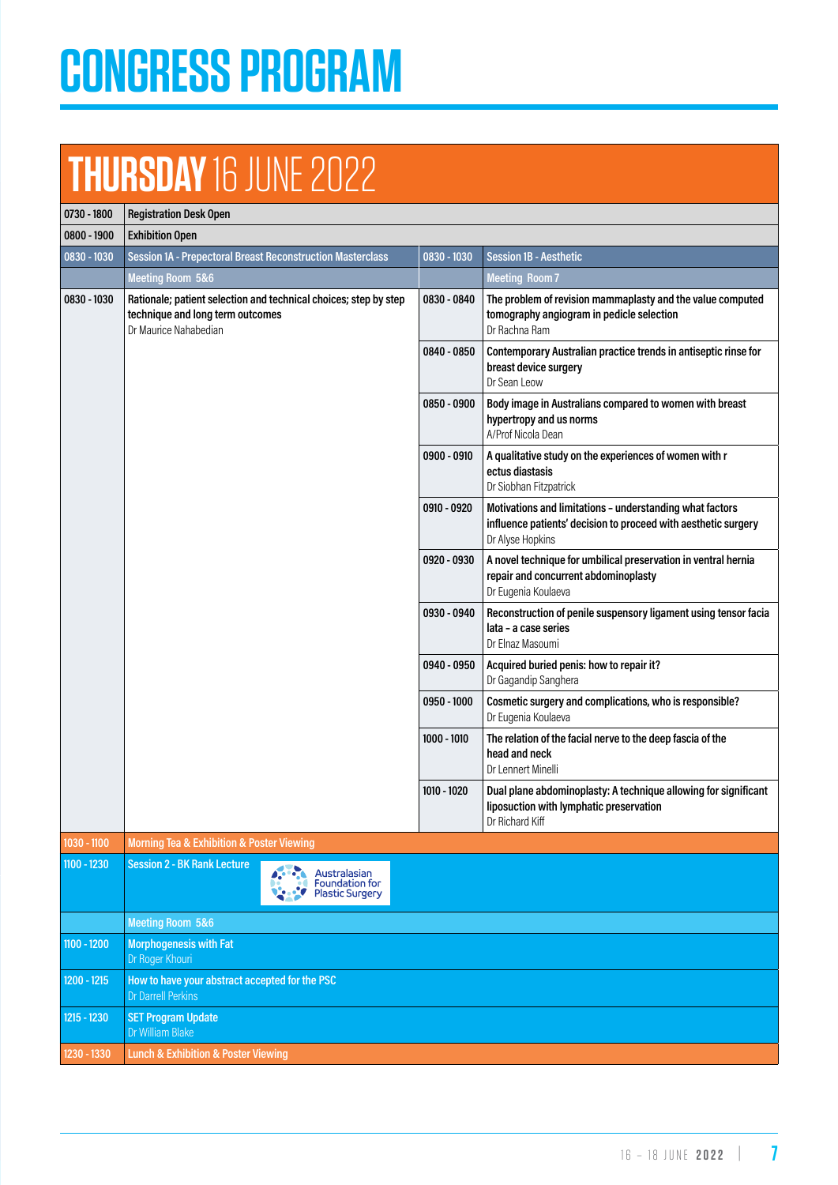# CONGRESS PROGRAM

## THURSDAY 16 JUNE 2022

| Time | Session | Time | Session |
|---|---|---|---|
| 0730 - 1800 | Registration Desk Open | | |
| 0800 - 1900 | Exhibition Open | | |
| 0830 - 1030 | **Session 1A - Prepectoral Breast Reconstruction Masterclass** | 0830 - 1030 | **Session 1B - Aesthetic** |
| | Meeting Room 5&6 | | Meeting Room 7 |
| 0830 - 1030 | **Rationale; patient selection and technical choices; step by step technique and long term outcomes**<br>Dr Maurice Nahabedian | 0830 - 0840 | **The problem of revision mammaplasty and the value computed tomography angiogram in pedicle selection**<br>Dr Rachna Ram |
| | | 0840 - 0850 | **Contemporary Australian practice trends in antiseptic rinse for breast device surgery**<br>Dr Sean Leow |
| | | 0850 - 0900 | **Body image in Australians compared to women with breast hypertropy and us norms**<br>A/Prof Nicola Dean |
| | | 0900 - 0910 | **A qualitative study on the experiences of women with r ectus diastasis**<br>Dr Siobhan Fitzpatrick |
| | | 0910 - 0920 | **Motivations and limitations - understanding what factors influence patients' decision to proceed with aesthetic surgery**<br>Dr Alyse Hopkins |
| | | 0920 - 0930 | **A novel technique for umbilical preservation in ventral hernia repair and concurrent abdominoplasty**<br>Dr Eugenia Koulaeva |
| | | 0930 - 0940 | **Reconstruction of penile suspensory ligament using tensor facia lata - a case series**<br>Dr Elnaz Masoumi |
| | | 0940 - 0950 | **Acquired buried penis: how to repair it?**<br>Dr Gagandip Sanghera |
| | | 0950 - 1000 | **Cosmetic surgery and complications, who is responsible?**<br>Dr Eugenia Koulaeva |
| | | 1000 - 1010 | **The relation of the facial nerve to the deep fascia of the head and neck**<br>Dr Lennert Minelli |
| | | 1010 - 1020 | **Dual plane abdominoplasty: A technique allowing for significant liposuction with lymphatic preservation**<br>Dr Richard Kiff |
| 1030 - 1100 | Morning Tea & Exhibition & Poster Viewing | | |
| 1100 - 1230 | **Session 2 - BK Rank Lecture** (Australasian Foundation for Plastic Surgery) | | |
| | Meeting Room 5&6 | | |
| 1100 - 1200 | **Morphogenesis with Fat**<br>Dr Roger Khouri | | |
| 1200 - 1215 | **How to have your abstract accepted for the PSC**<br>Dr Darrell Perkins | | |
| 1215 - 1230 | **SET Program Update**<br>Dr William Blake | | |
| 1230 - 1330 | Lunch & Exhibition & Poster Viewing | | |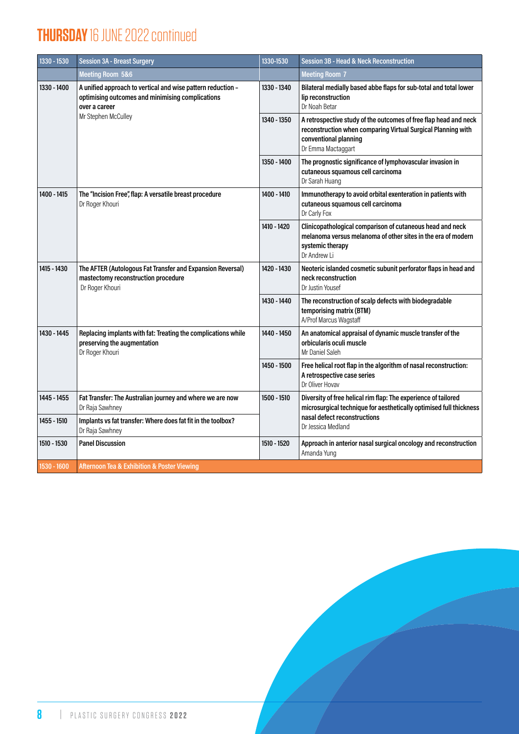# THURSDAY 16 JUNE 2022 continued

| 1330 - 1530 | Session 3A - Breast Surgery | 1330-1530 | Session 3B - Head & Neck Reconstruction |
|---|---|---|---|
| | Meeting Room 5&6 | | Meeting Room 7 |
| 1330 - 1400 | **A unified approach to vertical and wise pattern reduction – optimising outcomes and minimising complications over a career**<br>Mr Stephen McCulley | 1330 - 1340 | **Bilateral medially based abbe flaps for sub-total and total lower lip reconstruction**<br>Dr Noah Betar |
| | | 1340 - 1350 | **A retrospective study of the outcomes of free flap head and neck reconstruction when comparing Virtual Surgical Planning with conventional planning**<br>Dr Emma Mactaggart |
| | | 1350 - 1400 | **The prognostic significance of lymphovascular invasion in cutaneous squamous cell carcinoma**<br>Dr Sarah Huang |
| 1400 - 1415 | **The "Incision Free", flap: A versatile breast procedure**<br>Dr Roger Khouri | 1400 - 1410 | **Immunotherapy to avoid orbital exenteration in patients with cutaneous squamous cell carcinoma**<br>Dr Carly Fox |
| | | 1410 - 1420 | **Clinicopathological comparison of cutaneous head and neck melanoma versus melanoma of other sites in the era of modern systemic therapy**<br>Dr Andrew Li |
| 1415 - 1430 | **The AFTER (Autologous Fat Transfer and Expansion Reversal) mastectomy reconstruction procedure**<br>Dr Roger Khouri | 1420 - 1430 | **Neoteric islanded cosmetic subunit perforator flaps in head and neck reconstruction**<br>Dr Justin Yousef |
| | | 1430 - 1440 | **The reconstruction of scalp defects with biodegradable temporising matrix (BTM)**<br>A/Prof Marcus Wagstaff |
| 1430 - 1445 | **Replacing implants with fat: Treating the complications while preserving the augmentation**<br>Dr Roger Khouri | 1440 - 1450 | **An anatomical appraisal of dynamic muscle transfer of the orbicularis oculi muscle**<br>Mr Daniel Saleh |
| | | 1450 - 1500 | **Free helical root flap in the algorithm of nasal reconstruction: A retrospective case series**<br>Dr Oliver Hovav |
| 1445 - 1455 | **Fat Transfer: The Australian journey and where we are now**<br>Dr Raja Sawhney | 1500 - 1510 | **Diversity of free helical rim flap: The experience of tailored microsurgical technique for aesthetically optimised full thickness nasal defect reconstructions**<br>Dr Jessica Medland |
| 1455 - 1510 | **Implants vs fat transfer: Where does fat fit in the toolbox?**<br>Dr Raja Sawhney | | |
| 1510 - 1530 | **Panel Discussion** | 1510 - 1520 | **Approach in anterior nasal surgical oncology and reconstruction**<br>Amanda Yung |
| 1530 - 1600 | Afternoon Tea & Exhibition & Poster Viewing | | |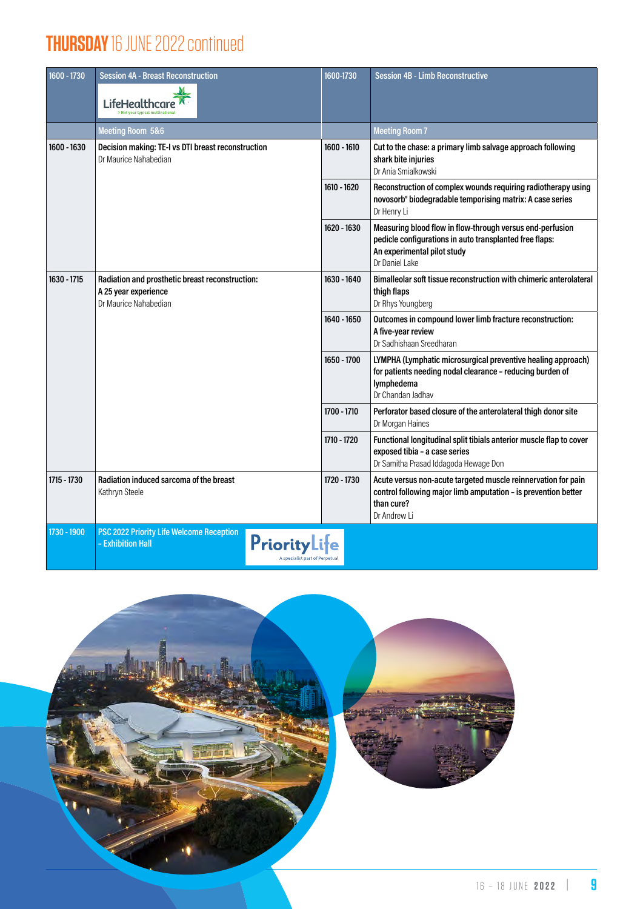# THURSDAY 16 JUNE 2022 continued

| 1600 - 1730 | Session 4A - Breast Reconstruction (LifeHealthcare) | 1600-1730 | Session 4B - Limb Reconstructive |
|---|---|---|---|
| | Meeting Room 5&6 | | Meeting Room 7 |
| 1600 - 1630 | **Decision making: TE-I vs DTI breast reconstruction**<br>Dr Maurice Nahabedian | 1600 - 1610 | **Cut to the chase: a primary limb salvage approach following shark bite injuries**<br>Dr Ania Smialkowski |
| | | 1610 - 1620 | **Reconstruction of complex wounds requiring radiotherapy using novosorb® biodegradable temporising matrix: A case series**<br>Dr Henry Li |
| | | 1620 - 1630 | **Measuring blood flow in flow-through versus end-perfusion pedicle configurations in auto transplanted free flaps: An experimental pilot study**<br>Dr Daniel Lake |
| 1630 - 1715 | **Radiation and prosthetic breast reconstruction: A 25 year experience**<br>Dr Maurice Nahabedian | 1630 - 1640 | **Bimalleolar soft tissue reconstruction with chimeric anterolateral thigh flaps**<br>Dr Rhys Youngberg |
| | | 1640 - 1650 | **Outcomes in compound lower limb fracture reconstruction: A five-year review**<br>Dr Sadhishaan Sreedharan |
| | | 1650 - 1700 | **LYMPHA (Lymphatic microsurgical preventive healing approach) for patients needing nodal clearance - reducing burden of lymphedema**<br>Dr Chandan Jadhav |
| | | 1700 - 1710 | **Perforator based closure of the anterolateral thigh donor site**<br>Dr Morgan Haines |
| | | 1710 - 1720 | **Functional longitudinal split tibials anterior muscle flap to cover exposed tibia - a case series**<br>Dr Samitha Prasad Iddagoda Hewage Don |
| 1715 - 1730 | **Radiation induced sarcoma of the breast**<br>Kathryn Steele | 1720 - 1730 | **Acute versus non-acute targeted muscle reinnervation for pain control following major limb amputation - is prevention better than cure?**<br>Dr Andrew Li |
| 1730 - 1900 | PSC 2022 Priority Life Welcome Reception – Exhibition Hall (PriorityLife – A specialist part of Perpetual) | | |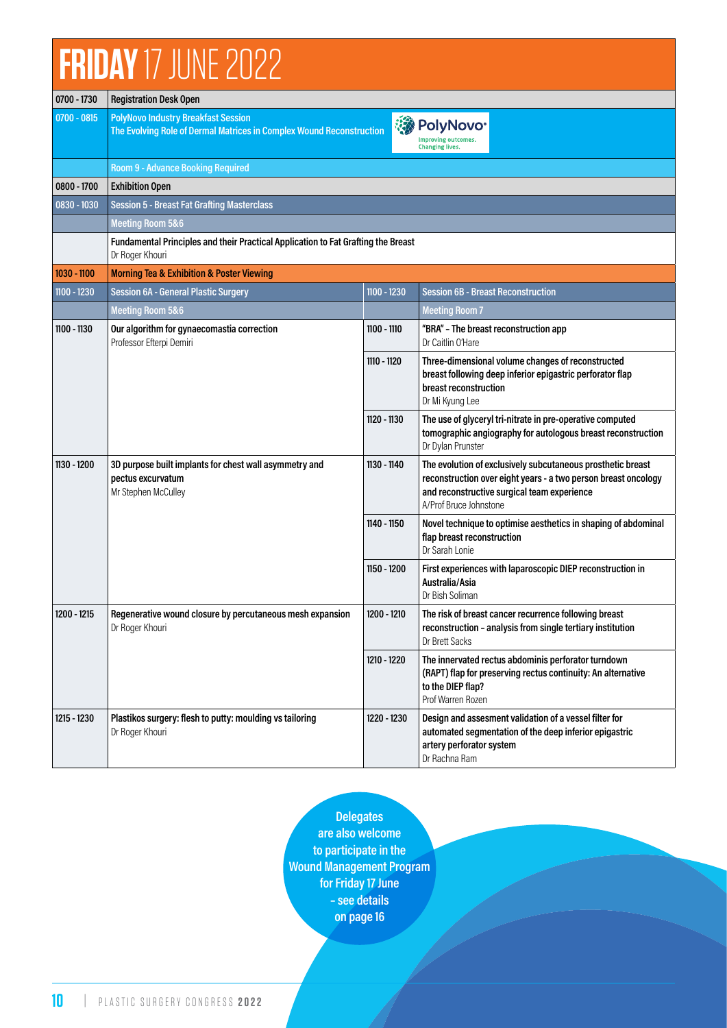# FRIDAY 17 JUNE 2022

| | |
|---|---|
| 0700 - 1730 | **Registration Desk Open** |
| 0700 - 0815 | **PolyNovo Industry Breakfast Session**<br>**The Evolving Role of Dermal Matrices in Complex Wound Reconstruction** |
| | **Room 9 - Advance Booking Required** |
| 0800 - 1700 | **Exhibition Open** |
| 0830 - 1030 | **Session 5 - Breast Fat Grafting Masterclass** |
| | **Meeting Room 5&6** |
| | **Fundamental Principles and their Practical Application to Fat Grafting the Breast**<br>Dr Roger Khouri |
| 1030 - 1100 | **Morning Tea & Exhibition & Poster Viewing** |

| | | | |
|---|---|---|---|
| 1100 - 1230 | **Session 6A - General Plastic Surgery** | 1100 - 1230 | **Session 6B - Breast Reconstruction** |
| | **Meeting Room 5&6** | | **Meeting Room 7** |
| 1100 - 1130 | **Our algorithm for gynaecomastia correction**<br>Professor Efterpi Demiri | 1100 - 1110 | **"BRA" – The breast reconstruction app**<br>Dr Caitlin O'Hare |
| | | 1110 - 1120 | **Three-dimensional volume changes of reconstructed breast following deep inferior epigastric perforator flap breast reconstruction**<br>Dr Mi Kyung Lee |
| | | 1120 - 1130 | **The use of glyceryl tri-nitrate in pre-operative computed tomographic angiography for autologous breast reconstruction**<br>Dr Dylan Prunster |
| 1130 - 1200 | **3D purpose built implants for chest wall asymmetry and pectus excurvatum**<br>Mr Stephen McCulley | 1130 - 1140 | **The evolution of exclusively subcutaneous prosthetic breast reconstruction over eight years - a two person breast oncology and reconstructive surgical team experience**<br>A/Prof Bruce Johnstone |
| | | 1140 - 1150 | **Novel technique to optimise aesthetics in shaping of abdominal flap breast reconstruction**<br>Dr Sarah Lonie |
| | | 1150 - 1200 | **First experiences with laparoscopic DIEP reconstruction in Australia/Asia**<br>Dr Bish Soliman |
| 1200 - 1215 | **Regenerative wound closure by percutaneous mesh expansion**<br>Dr Roger Khouri | 1200 - 1210 | **The risk of breast cancer recurrence following breast reconstruction – analysis from single tertiary institution**<br>Dr Brett Sacks |
| | | 1210 - 1220 | **The innervated rectus abdominis perforator turndown (RAPT) flap for preserving rectus continuity: An alternative to the DIEP flap?**<br>Prof Warren Rozen |
| 1215 - 1230 | **Plastikos surgery: flesh to putty: moulding vs tailoring**<br>Dr Roger Khouri | 1220 - 1230 | **Design and assesment validation of a vessel filter for automated segmentation of the deep inferior epigastric artery perforator system**<br>Dr Rachna Ram |

**Delegates are also welcome to participate in the Wound Management Program for Friday 17 June – see details on page 16**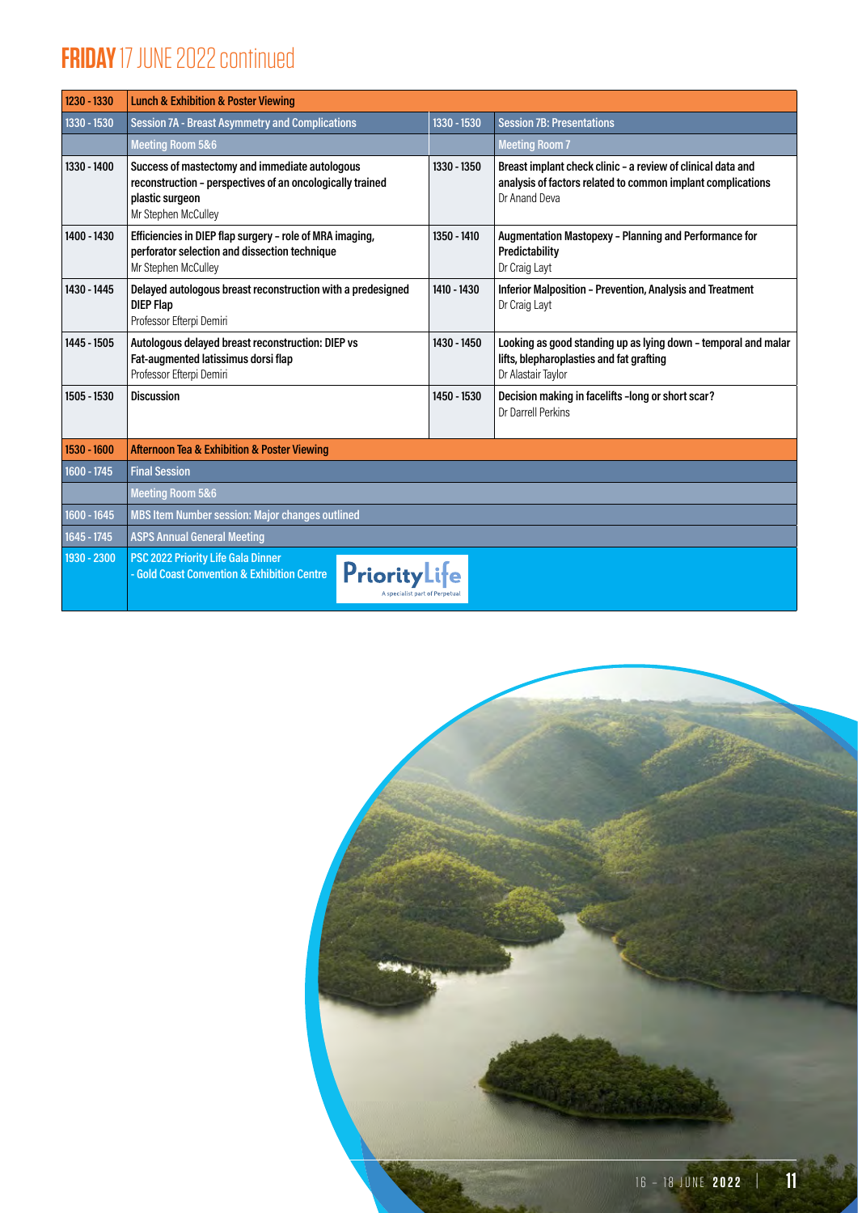# **FRIDAY** 17 JUNE 2022 continued

| 1230 - 1330 | **Lunch & Exhibition & Poster Viewing** | | |
|---|---|---|---|
| 1330 - 1530 | **Session 7A - Breast Asymmetry and Complications** | 1330 - 1530 | **Session 7B: Presentations** |
| | **Meeting Room 5&6** | | **Meeting Room 7** |
| 1330 - 1400 | **Success of mastectomy and immediate autologous reconstruction – perspectives of an oncologically trained plastic surgeon**<br>Mr Stephen McCulley | 1330 - 1350 | **Breast implant check clinic – a review of clinical data and analysis of factors related to common implant complications**<br>Dr Anand Deva |
| 1400 - 1430 | **Efficiencies in DIEP flap surgery – role of MRA imaging, perforator selection and dissection technique**<br>Mr Stephen McCulley | 1350 - 1410 | **Augmentation Mastopexy – Planning and Performance for Predictability**<br>Dr Craig Layt |
| 1430 - 1445 | **Delayed autologous breast reconstruction with a predesigned DIEP Flap**<br>Professor Efterpi Demiri | 1410 - 1430 | **Inferior Malposition – Prevention, Analysis and Treatment**<br>Dr Craig Layt |
| 1445 - 1505 | **Autologous delayed breast reconstruction: DIEP vs Fat-augmented latissimus dorsi flap**<br>Professor Efterpi Demiri | 1430 - 1450 | **Looking as good standing up as lying down – temporal and malar lifts, blepharoplasties and fat grafting**<br>Dr Alastair Taylor |
| 1505 - 1530 | **Discussion** | 1450 - 1530 | **Decision making in facelifts –long or short scar?**<br>Dr Darrell Perkins |
| 1530 - 1600 | **Afternoon Tea & Exhibition & Poster Viewing** | | |
| 1600 - 1745 | **Final Session** | | |
| | **Meeting Room 5&6** | | |
| 1600 - 1645 | **MBS Item Number session: Major changes outlined** | | |
| 1645 - 1745 | **ASPS Annual General Meeting** | | |
| 1930 - 2300 | **PSC 2022 Priority Life Gala Dinner - Gold Coast Convention & Exhibition Centre** | | |

PriorityLife – A specialist part of Perpetual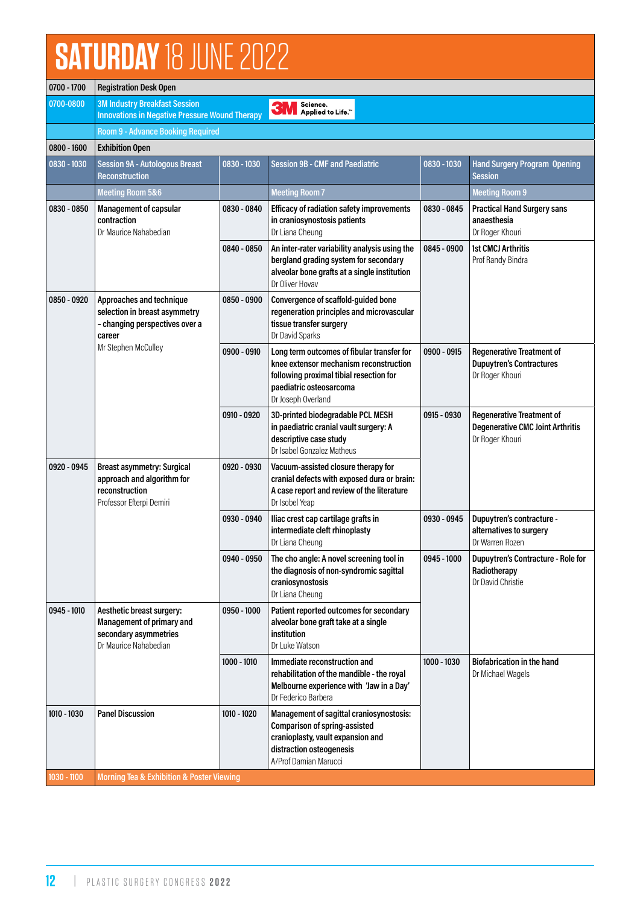# SATURDAY 18 JUNE 2022

| Time | Session | Time | Session | Time | Session |
|---|---|---|---|---|---|
| 0700 - 1700 | Registration Desk Open | | | | |
| 0700-0800 | 3M Industry Breakfast Session Innovations in Negative Pressure Wound Therapy (3M Science. Applied to Life.™) | | | | |
| | Room 9 - Advance Booking Required | | | | |
| 0800 - 1600 | Exhibition Open | | | | |
| 0830 - 1030 | **Session 9A - Autologous Breast Reconstruction** | 0830 - 1030 | **Session 9B - CMF and Paediatric** | 0830 - 1030 | **Hand Surgery Program Opening Session** |
| | Meeting Room 5&6 | | Meeting Room 7 | | Meeting Room 9 |
| 0830 - 0850 | **Management of capsular contraction** Dr Maurice Nahabedian | 0830 - 0840 | **Efficacy of radiation safety improvements in craniosynostosis patients** Dr Liana Cheung | 0830 - 0845 | **Practical Hand Surgery sans anaesthesia** Dr Roger Khouri |
| | | 0840 - 0850 | **An inter-rater variability analysis using the bergland grading system for secondary alveolar bone grafts at a single institution** Dr Oliver Hovav | 0845 - 0900 | **1st CMCJ Arthritis** Prof Randy Bindra |
| 0850 - 0920 | **Approaches and technique selection in breast asymmetry - changing perspectives over a career** Mr Stephen McCulley | 0850 - 0900 | **Convergence of scaffold-guided bone regeneration principles and microvascular tissue transfer surgery** Dr David Sparks | | |
| | | 0900 - 0910 | **Long term outcomes of fibular transfer for knee extensor mechanism reconstruction following proximal tibial resection for paediatric osteosarcoma** Dr Joseph Overland | 0900 - 0915 | **Regenerative Treatment of Dupuytren's Contractures** Dr Roger Khouri |
| | | 0910 - 0920 | **3D-printed biodegradable PCL MESH in paediatric cranial vault surgery: A descriptive case study** Dr Isabel Gonzalez Matheus | 0915 - 0930 | **Regenerative Treatment of Degenerative CMC Joint Arthritis** Dr Roger Khouri |
| 0920 - 0945 | **Breast asymmetry: Surgical approach and algorithm for reconstruction** Professor Efterpi Demiri | 0920 - 0930 | **Vacuum-assisted closure therapy for cranial defects with exposed dura or brain: A case report and review of the literature** Dr Isobel Yeap | | |
| | | 0930 - 0940 | **Iliac crest cap cartilage grafts in intermediate cleft rhinoplasty** Dr Liana Cheung | 0930 - 0945 | **Dupuytren's contracture - alternatives to surgery** Dr Warren Rozen |
| | | 0940 - 0950 | **The cho angle: A novel screening tool in the diagnosis of non-syndromic sagittal craniosynostosis** Dr Liana Cheung | 0945 - 1000 | **Dupuytren's Contracture - Role for Radiotherapy** Dr David Christie |
| 0945 - 1010 | **Aesthetic breast surgery: Management of primary and secondary asymmetries** Dr Maurice Nahabedian | 0950 - 1000 | **Patient reported outcomes for secondary alveolar bone graft take at a single institution** Dr Luke Watson | | |
| | | 1000 - 1010 | **Immediate reconstruction and rehabilitation of the mandible - the royal Melbourne experience with 'Jaw in a Day'** Dr Federico Barbera | 1000 - 1030 | **Biofabrication in the hand** Dr Michael Wagels |
| 1010 - 1030 | **Panel Discussion** | 1010 - 1020 | **Management of sagittal craniosynostosis: Comparison of spring-assisted cranioplasty, vault expansion and distraction osteogenesis** A/Prof Damian Marucci | | |
| 1030 - 1100 | Morning Tea & Exhibition & Poster Viewing | | | | |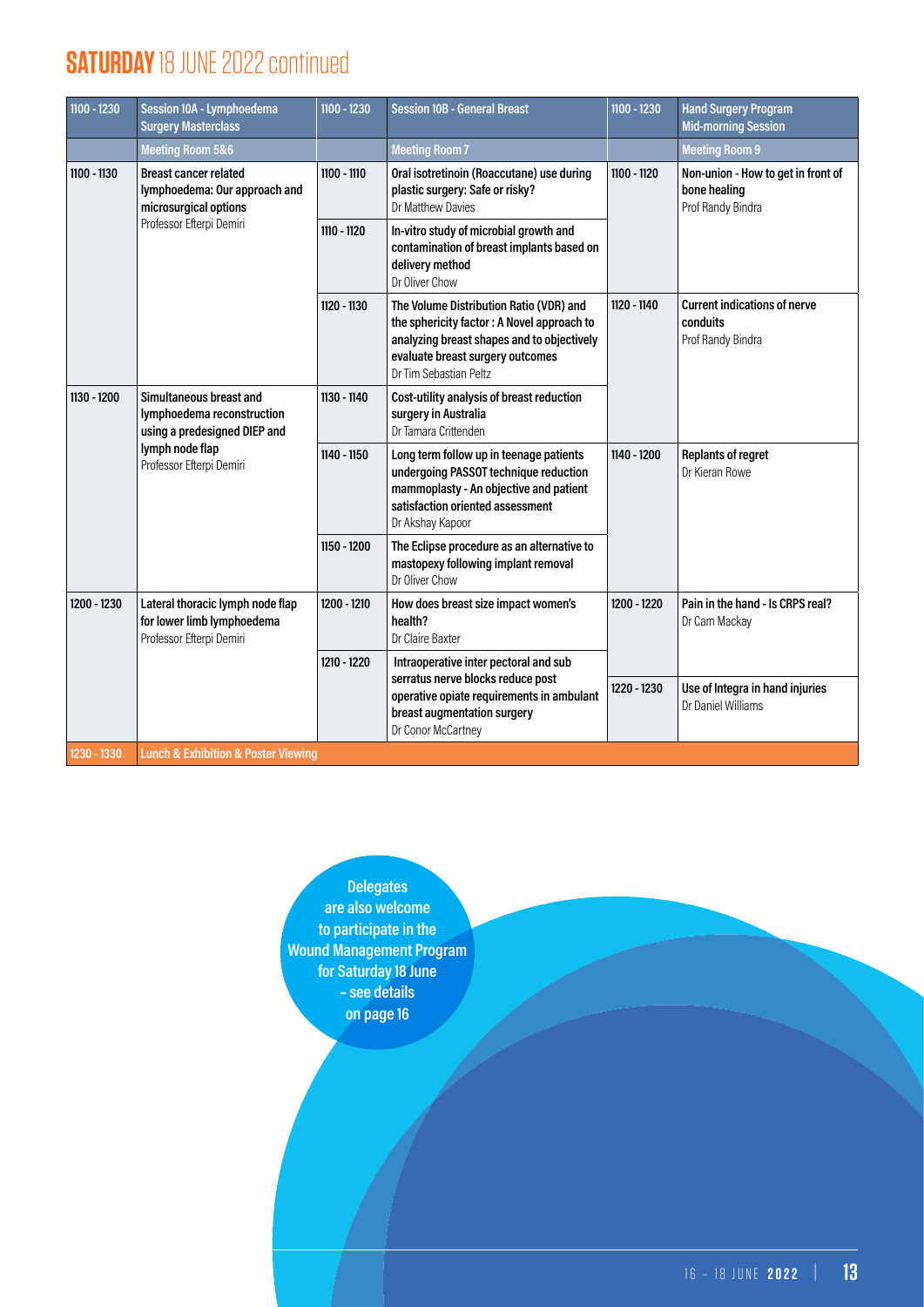# SATURDAY 18 JUNE 2022 continued

| 1100 - 1230 | Session 10A - Lymphoedema Surgery Masterclass | 1100 - 1230 | Session 10B - General Breast | 1100 - 1230 | Hand Surgery Program Mid-morning Session |
|---|---|---|---|---|---|
| | Meeting Room 5&6 | | Meeting Room 7 | | Meeting Room 9 |
| 1100 - 1130 | **Breast cancer related lymphoedema: Our approach and microsurgical options** Professor Efterpi Demiri | 1100 - 1110 | **Oral isotretinoin (Roaccutane) use during plastic surgery: Safe or risky?** Dr Matthew Davies | 1100 - 1120 | **Non-union - How to get in front of bone healing** Prof Randy Bindra |
| | | 1110 - 1120 | **In-vitro study of microbial growth and contamination of breast implants based on delivery method** Dr Oliver Chow | | |
| | | 1120 - 1130 | **The Volume Distribution Ratio (VDR) and the sphericity factor : A Novel approach to analyzing breast shapes and to objectively evaluate breast surgery outcomes** Dr Tim Sebastian Peltz | 1120 - 1140 | **Current indications of nerve conduits** Prof Randy Bindra |
| 1130 - 1200 | **Simultaneous breast and lymphoedema reconstruction using a predesigned DIEP and lymph node flap** Professor Efterpi Demiri | 1130 - 1140 | **Cost-utility analysis of breast reduction surgery in Australia** Dr Tamara Crittenden | | |
| | | 1140 - 1150 | **Long term follow up in teenage patients undergoing PASSOT technique reduction mammoplasty - An objective and patient satisfaction oriented assessment** Dr Akshay Kapoor | 1140 - 1200 | **Replants of regret** Dr Kieran Rowe |
| | | 1150 - 1200 | **The Eclipse procedure as an alternative to mastopexy following implant removal** Dr Oliver Chow | | |
| 1200 - 1230 | **Lateral thoracic lymph node flap for lower limb lymphoedema** Professor Efterpi Demiri | 1200 - 1210 | **How does breast size impact women's health?** Dr Claire Baxter | 1200 - 1220 | **Pain in the hand - Is CRPS real?** Dr Cam Mackay |
| | | 1210 - 1220 | **Intraoperative inter pectoral and sub serratus nerve blocks reduce post operative opiate requirements in ambulant breast augmentation surgery** Dr Conor McCartney | 1220 - 1230 | **Use of Integra in hand injuries** Dr Daniel Williams |
| 1230 - 1330 | Lunch & Exhibition & Poster Viewing | | | | |

Delegates are also welcome to participate in the Wound Management Program for Saturday 18 June – see details on page 16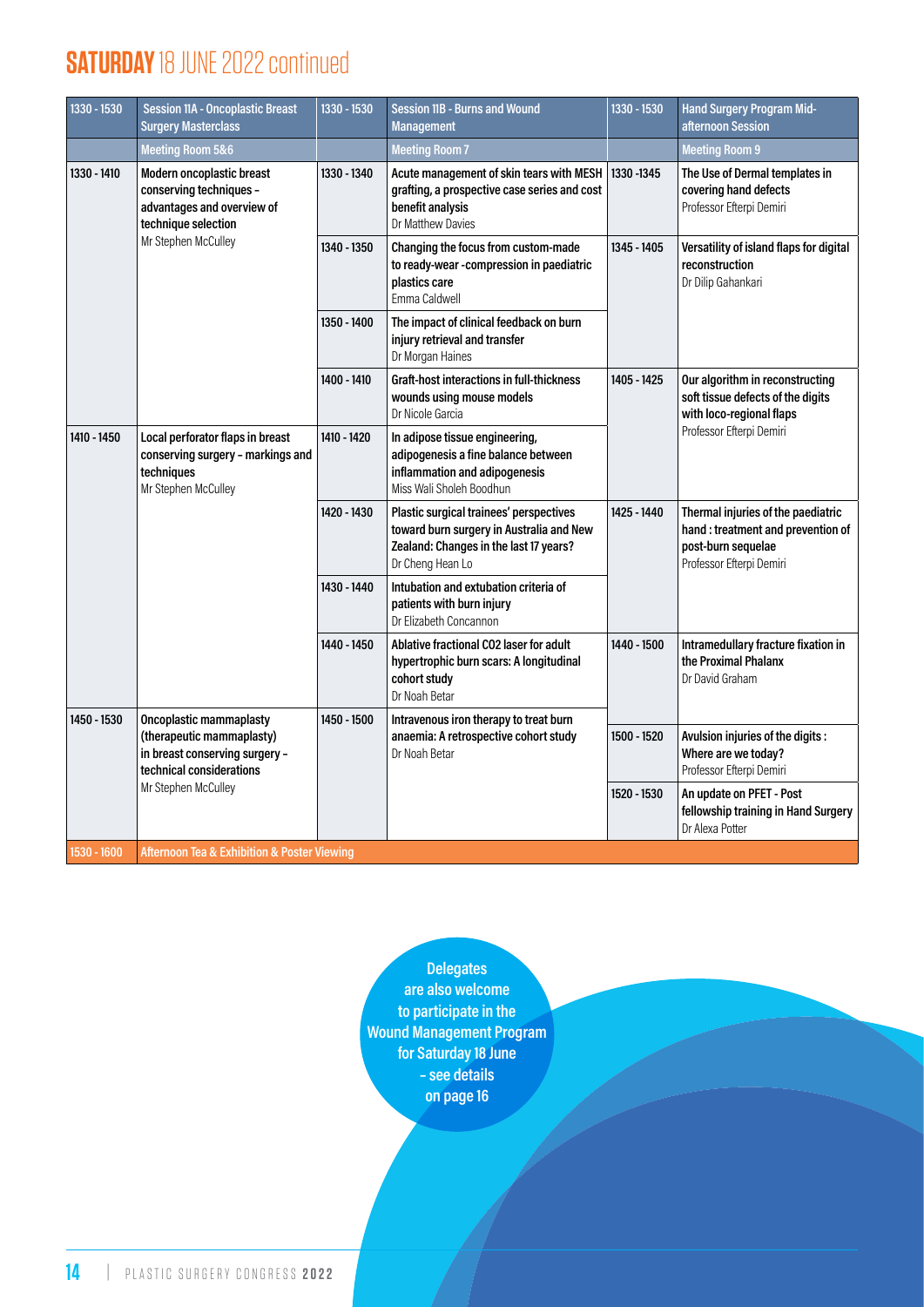# SATURDAY 18 JUNE 2022 continued

| 1330 - 1530 | Session 11A - Oncoplastic Breast Surgery Masterclass | 1330 - 1530 | Session 11B - Burns and Wound Management | 1330 - 1530 | Hand Surgery Program Mid-afternoon Session |
|---|---|---|---|---|---|
| | Meeting Room 5&6 | | Meeting Room 7 | | Meeting Room 9 |
| 1330 - 1410 | **Modern oncoplastic breast conserving techniques – advantages and overview of technique selection** Mr Stephen McCulley | 1330 - 1340 | **Acute management of skin tears with MESH grafting, a prospective case series and cost benefit analysis** Dr Matthew Davies | 1330 -1345 | **The Use of Dermal templates in covering hand defects** Professor Efterpi Demiri |
| | | 1340 - 1350 | **Changing the focus from custom-made to ready-wear -compression in paediatric plastics care** Emma Caldwell | 1345 - 1405 | **Versatility of island flaps for digital reconstruction** Dr Dilip Gahankari |
| | | 1350 - 1400 | **The impact of clinical feedback on burn injury retrieval and transfer** Dr Morgan Haines | | |
| | | 1400 - 1410 | **Graft-host interactions in full-thickness wounds using mouse models** Dr Nicole Garcia | 1405 - 1425 | **Our algorithm in reconstructing soft tissue defects of the digits with loco-regional flaps** Professor Efterpi Demiri |
| 1410 - 1450 | **Local perforator flaps in breast conserving surgery – markings and techniques** Mr Stephen McCulley | 1410 - 1420 | **In adipose tissue engineering, adipogenesis a fine balance between inflammation and adipogenesis** Miss Wali Sholeh Boodhun | | |
| | | 1420 - 1430 | **Plastic surgical trainees' perspectives toward burn surgery in Australia and New Zealand: Changes in the last 17 years?** Dr Cheng Hean Lo | 1425 - 1440 | **Thermal injuries of the paediatric hand : treatment and prevention of post-burn sequelae** Professor Efterpi Demiri |
| | | 1430 - 1440 | **Intubation and extubation criteria of patients with burn injury** Dr Elizabeth Concannon | | |
| | | 1440 - 1450 | **Ablative fractional CO2 laser for adult hypertrophic burn scars: A longitudinal cohort study** Dr Noah Betar | 1440 - 1500 | **Intramedullary fracture fixation in the Proximal Phalanx** Dr David Graham |
| 1450 - 1530 | **Oncoplastic mammaplasty (therapeutic mammaplasty) in breast conserving surgery – technical considerations** Mr Stephen McCulley | 1450 - 1500 | **Intravenous iron therapy to treat burn anaemia: A retrospective cohort study** Dr Noah Betar | | |
| | | | | 1500 - 1520 | **Avulsion injuries of the digits : Where are we today?** Professor Efterpi Demiri |
| | | | | 1520 - 1530 | **An update on PFET - Post fellowship training in Hand Surgery** Dr Alexa Potter |
| 1530 - 1600 | Afternoon Tea & Exhibition & Poster Viewing | | | | |

**Delegates are also welcome to participate in the Wound Management Program for Saturday 18 June – see details on page 16**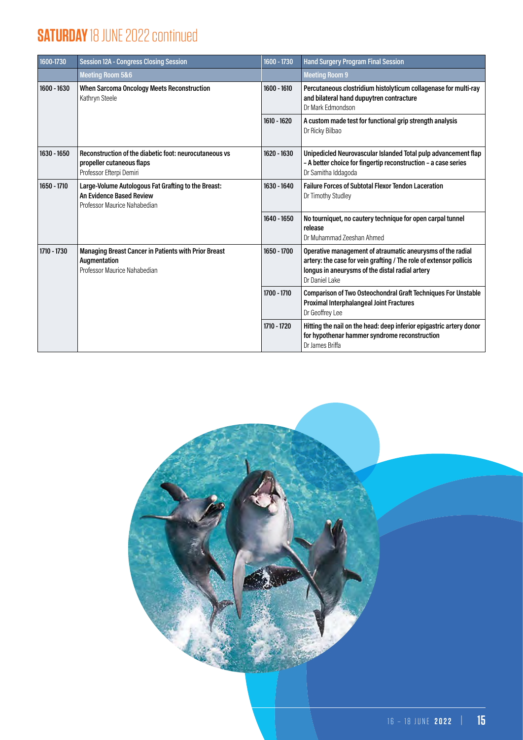# SATURDAY 18 JUNE 2022 continued

| 1600-1730 | Session 12A - Congress Closing Session | 1600 - 1730 | Hand Surgery Program Final Session |
|---|---|---|---|
| | Meeting Room 5&6 | | Meeting Room 9 |
| 1600 - 1630 | **When Sarcoma Oncology Meets Reconstruction** Kathryn Steele | 1600 - 1610 | **Percutaneous clostridium histolyticum collagenase for multi-ray and bilateral hand dupuytren contracture** Dr Mark Edmondson |
| | | 1610 - 1620 | **A custom made test for functional grip strength analysis** Dr Ricky Bilbao |
| 1630 - 1650 | **Reconstruction of the diabetic foot: neurocutaneous vs propeller cutaneous flaps** Professor Efterpi Demiri | 1620 - 1630 | **Unipedicled Neurovascular Islanded Total pulp advancement flap – A better choice for fingertip reconstruction – a case series** Dr Samitha Iddagoda |
| 1650 - 1710 | **Large-Volume Autologous Fat Grafting to the Breast: An Evidence Based Review** Professor Maurice Nahabedian | 1630 - 1640 | **Failure Forces of Subtotal Flexor Tendon Laceration** Dr Timothy Studley |
| | | 1640 - 1650 | **No tourniquet, no cautery technique for open carpal tunnel release** Dr Muhammad Zeeshan Ahmed |
| 1710 - 1730 | **Managing Breast Cancer in Patients with Prior Breast Augmentation** Professor Maurice Nahabedian | 1650 - 1700 | **Operative management of atraumatic aneurysms of the radial artery: the case for vein grafting / The role of extensor pollicis longus in aneurysms of the distal radial artery** Dr Daniel Lake |
| | | 1700 - 1710 | **Comparison of Two Osteochondral Graft Techniques For Unstable Proximal Interphalangeal Joint Fractures** Dr Geoffrey Lee |
| | | 1710 - 1720 | **Hitting the nail on the head: deep inferior epigastric artery donor for hypothenar hammer syndrome reconstruction** Dr James Briffa |